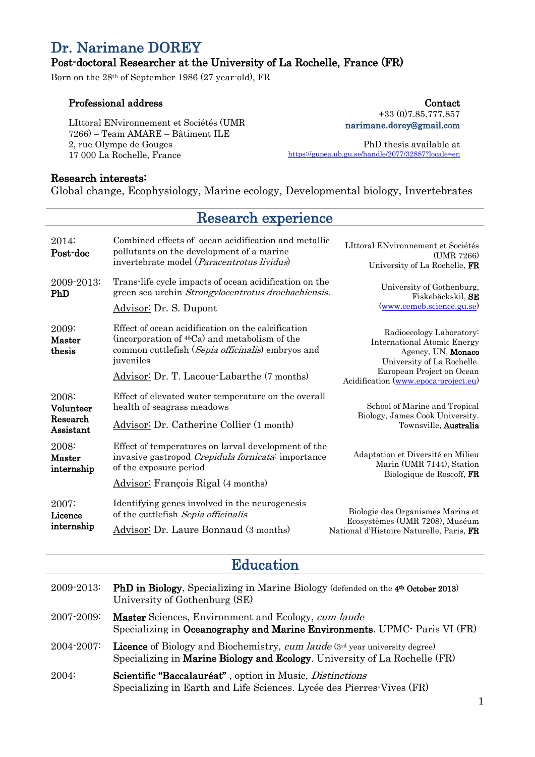# Dr. Narimane DOREY

## Post-doctoral Researcher at the University of La Rochelle, France (FR)

Born on the 28th of September 1986 (27 year-old), FR

**Professional address**

LIttoral ENvironnement et Sociétés (UMR 7266) – Team AMARE – Bâtiment ILE
2, rue Olympe de Gouges
17 000 La Rochelle, France

**Contact**

+33 (0)7.85.777.857
**narimane.dorey@gmail.com**

PhD thesis available at
https://gupea.ub.gu.se/handle/2077/32887?locale=en

**Research interests:**
Global change, Ecophysiology, Marine ecology, Developmental biology, Invertebrates

## Research experience

| | | |
|---|---|---|
| 2014: **Post-doc** | Combined effects of ocean acidification and metallic pollutants on the development of a marine invertebrate model (*Paracentrotus lividus*) | LIttoral ENvironnement et Sociétés (UMR 7266) University of La Rochelle, **FR** |
| 2009-2013: **PhD** | Trans-life cycle impacts of ocean acidification on the green sea urchin *Strongylocentrotus droebachiensis*. <br> Advisor: Dr. S. Dupont | University of Gothenburg, Fiskebäckskil, **SE** (www.cemeb.science.gu.se) |
| 2009: **Master thesis** | Effect of ocean acidification on the calcification (incorporation of $^{45}$Ca) and metabolism of the common cuttlefish (*Sepia officinalis*) embryos and juveniles <br> Advisor: Dr. T. Lacoue-Labarthe (7 months) | Radioecology Laboratory: International Atomic Energy Agency, UN, **Monaco** University of La Rochelle. European Project on Ocean Acidification (www.epoca-project.eu) |
| 2008: **Volunteer Research Assistant** | Effect of elevated water temperature on the overall health of seagrass meadows <br> Advisor: Dr. Catherine Collier (1 month) | School of Marine and Tropical Biology, James Cook University. Townsville, **Australia** |
| 2008: **Master internship** | Effect of temperatures on larval development of the invasive gastropod *Crepidula fornicata*: importance of the exposure period <br> Advisor: François Rigal (4 months) | Adaptation et Diversité en Milieu Marin (UMR 7144), Station Biologique de Roscoff, **FR** |
| 2007: **Licence internship** | Identifying genes involved in the neurogenesis of the cuttlefish *Sepia officinalis* <br> Advisor: Dr. Laure Bonnaud (3 months) | Biologie des Organismes Marins et Ecosystèmes (UMR 7208), Muséum National d'Histoire Naturelle, Paris, **FR** |

## Education

| | |
|---|---|
| 2009-2013: | **PhD in Biology**, Specializing in Marine Biology (defended on the **4th October 2013**) <br> University of Gothenburg (SE) |
| 2007-2009: | **Master** Sciences, Environment and Ecology, *cum laude* <br> Specializing in **Oceanography and Marine Environments**. UPMC- Paris VI (FR) |
| 2004-2007: | **Licence** of Biology and Biochemistry, *cum laude* (3rd year university degree) <br> Specializing in **Marine Biology and Ecology**. University of La Rochelle (FR) |
| 2004: | **Scientific "Baccalauréat"** , option in Music, *Distinctions* <br> Specializing in Earth and Life Sciences. Lycée des Pierres-Vives (FR) |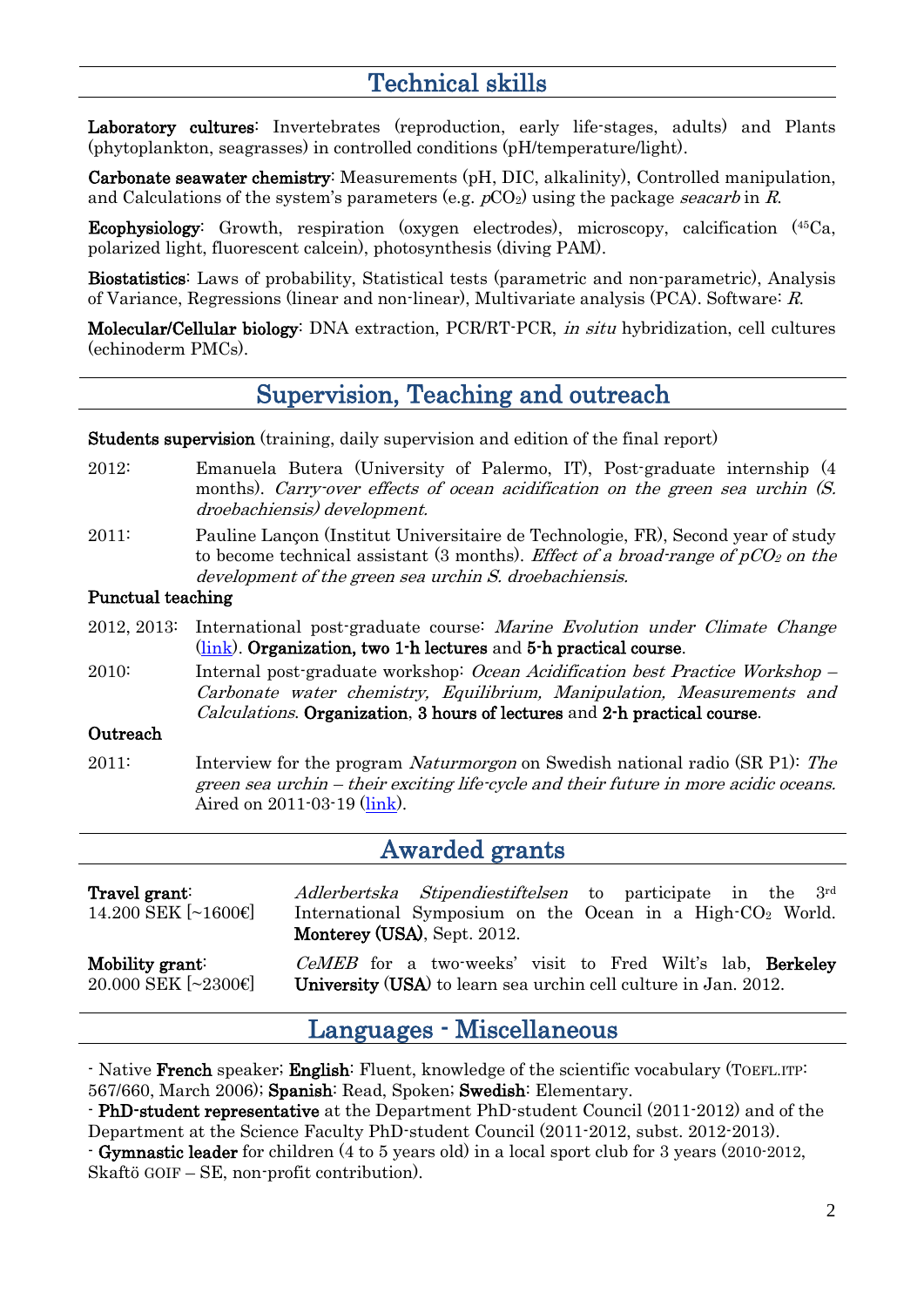## Technical skills

**Laboratory cultures**: Invertebrates (reproduction, early life-stages, adults) and Plants (phytoplankton, seagrasses) in controlled conditions (pH/temperature/light).

**Carbonate seawater chemistry**: Measurements (pH, DIC, alkalinity), Controlled manipulation, and Calculations of the system's parameters (e.g. $pCO_2$) using the package *seacarb* in *R*.

**Ecophysiology**: Growth, respiration (oxygen electrodes), microscopy, calcification ($^{45}Ca$, polarized light, fluorescent calcein), photosynthesis (diving PAM).

**Biostatistics**: Laws of probability, Statistical tests (parametric and non-parametric), Analysis of Variance, Regressions (linear and non-linear), Multivariate analysis (PCA). Software: *R*.

**Molecular/Cellular biology**: DNA extraction, PCR/RT-PCR, *in situ* hybridization, cell cultures (echinoderm PMCs).

## Supervision, Teaching and outreach

**Students supervision** (training, daily supervision and edition of the final report)

2012: Emanuela Butera (University of Palermo, IT), Post-graduate internship (4 months). *Carry-over effects of ocean acidification on the green sea urchin (S. droebachiensis) development.*

2011: Pauline Lançon (Institut Universitaire de Technologie, FR), Second year of study to become technical assistant (3 months). *Effect of a broad-range of $pCO_2$ on the development of the green sea urchin S. droebachiensis.*

**Punctual teaching**

2012, 2013: International post-graduate course: *Marine Evolution under Climate Change* (link). **Organization, two 1-h lectures** and **5-h practical course**.

2010: Internal post-graduate workshop: *Ocean Acidification best Practice Workshop – Carbonate water chemistry, Equilibrium, Manipulation, Measurements and Calculations*. **Organization**, **3 hours of lectures** and **2-h practical course**.

**Outreach**

2011: Interview for the program *Naturmorgon* on Swedish national radio (SR P1): *The green sea urchin – their exciting life-cycle and their future in more acidic oceans.* Aired on 2011-03-19 (link).

## Awarded grants

| | |
|---|---|
| **Travel grant**: 14.200 SEK [~1600€] | *Adlerbertska Stipendiestiftelsen* to participate in the 3rd International Symposium on the Ocean in a High-$CO_2$ World. **Monterey (USA)**, Sept. 2012. |
| **Mobility grant**: 20.000 SEK [~2300€] | *CeMEB* for a two-weeks' visit to Fred Wilt's lab, **Berkeley University (USA)** to learn sea urchin cell culture in Jan. 2012. |

## Languages - Miscellaneous

- Native **French** speaker; **English**: Fluent, knowledge of the scientific vocabulary (TOEFL.ITP: 567/660, March 2006); **Spanish**: Read, Spoken; **Swedish**: Elementary.
- **PhD-student representative** at the Department PhD-student Council (2011-2012) and of the Department at the Science Faculty PhD-student Council (2011-2012, subst. 2012-2013).
- **Gymnastic leader** for children (4 to 5 years old) in a local sport club for 3 years (2010-2012, Skaftö GOIF – SE, non-profit contribution).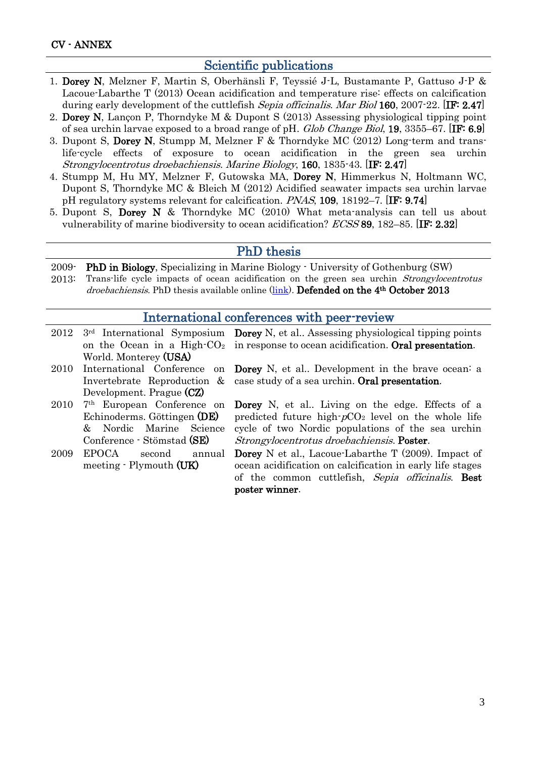**CV - ANNEX**

## Scientific publications

1. **Dorey N**, Melzner F, Martin S, Oberhänsli F, Teyssié J-L, Bustamante P, Gattuso J-P & Lacoue-Labarthe T (2013) Ocean acidification and temperature rise: effects on calcification during early development of the cuttlefish *Sepia officinalis*. *Mar Biol* **160**, 2007-22. [**IF: 2.47**]
2. **Dorey N**, Lançon P, Thorndyke M & Dupont S (2013) Assessing physiological tipping point of sea urchin larvae exposed to a broad range of pH. *Glob Change Biol*, **19**, 3355–67. [**IF: 6.9**]
3. Dupont S, **Dorey N**, Stumpp M, Melzner F & Thorndyke MC (2012) Long-term and trans-life-cycle effects of exposure to ocean acidification in the green sea urchin *Strongylocentrotus droebachiensis*. *Marine Biology*, **160**, 1835-43. [**IF: 2.47**]
4. Stumpp M, Hu MY, Melzner F, Gutowska MA, **Dorey N**, Himmerkus N, Holtmann WC, Dupont S, Thorndyke MC & Bleich M (2012) Acidified seawater impacts sea urchin larvae pH regulatory systems relevant for calcification. *PNAS*, **109**, 18192–7. [**IF: 9.74**]
5. Dupont S, **Dorey N** & Thorndyke MC (2010) What meta-analysis can tell us about vulnerability of marine biodiversity to ocean acidification? *ECSS* **89**, 182–85. [**IF: 2.32**]

## PhD thesis

2009-2013: **PhD in Biology**, Specializing in Marine Biology - University of Gothenburg (SW)
Trans-life cycle impacts of ocean acidification on the green sea urchin *Strongylocentrotus droebachiensis*. PhD thesis available online (link). **Defended on the 4th October 2013**

## International conferences with peer-review

| | | |
|---|---|---|
| 2012 | 3rd International Symposium on the Ocean in a High-$CO_2$ World. Monterey **(USA)** | **Dorey** N, et al.. Assessing physiological tipping points in response to ocean acidification. **Oral presentation**. |
| 2010 | International Conference on Invertebrate Reproduction & Development. Prague **(CZ)** | **Dorey** N, et al.. Development in the brave ocean: a case study of a sea urchin. **Oral presentation**. |
| 2010 | 7th European Conference on Echinoderms. Göttingen **(DE)** & Nordic Marine Science Conference - Stömstad **(SE)** | **Dorey** N, et al.. Living on the edge. Effects of a predicted future high-$pCO_2$ level on the whole life cycle of two Nordic populations of the sea urchin *Strongylocentrotus droebachiensis*. **Poster**. |
| 2009 | EPOCA second annual meeting - Plymouth **(UK)** | **Dorey** N et al., Lacoue-Labarthe T (2009). Impact of ocean acidification on calcification in early life stages of the common cuttlefish, *Sepia officinalis*. **Best poster winner**. |